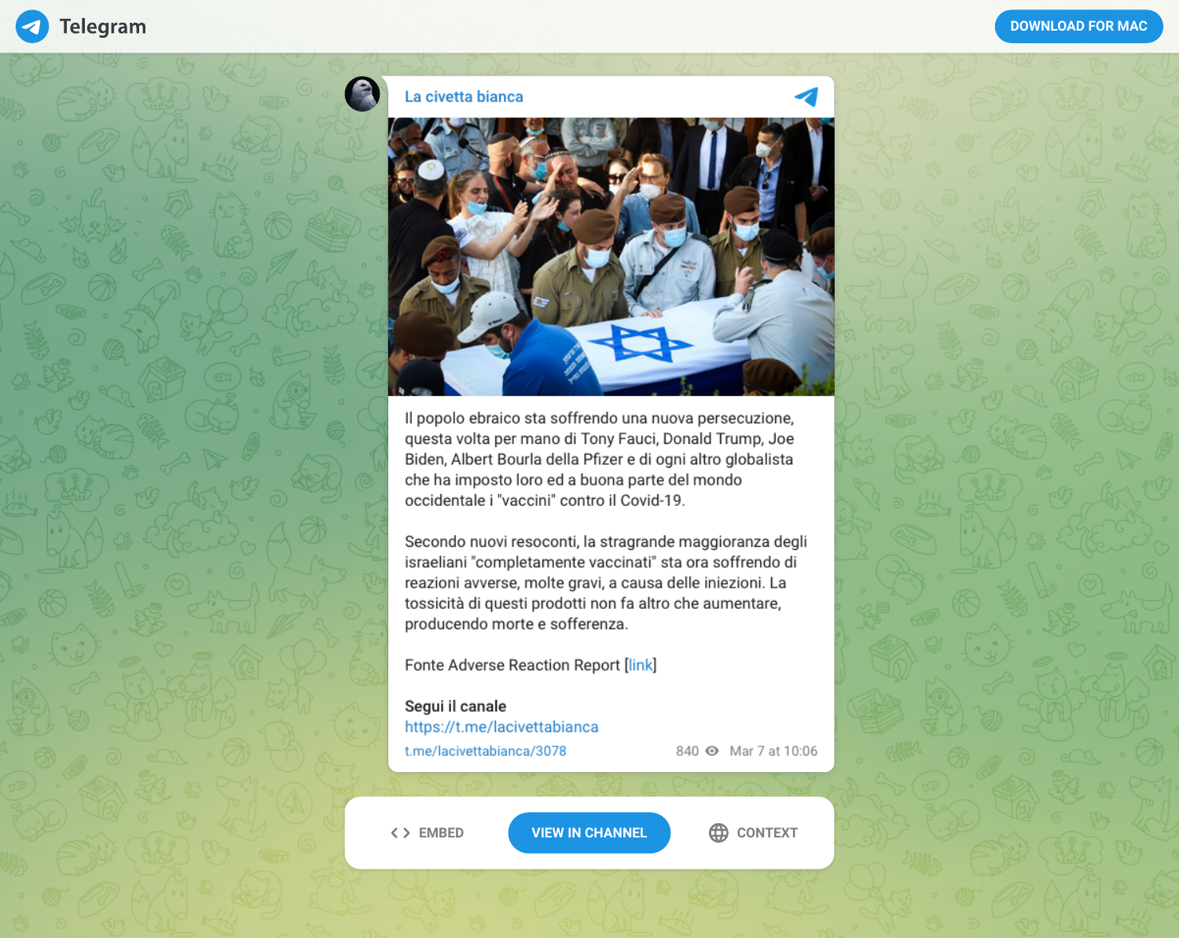Telegram

DOWNLOAD FOR MAC

La civetta bianca

Il popolo ebraico sta soffrendo una nuova persecuzione, questa volta per mano di Tony Fauci, Donald Trump, Joe Biden, Albert Bourla della Pfizer e di ogni altro globalista che ha imposto loro ed a buona parte del mondo occidentale i "vaccini" contro il Covid-19.

Secondo nuovi resoconti, la stragrande maggioranza degli israeliani "completamente vaccinati" sta ora soffrendo di reazioni avverse, molte gravi, a causa delle iniezioni. La tossicità di questi prodotti non fa altro che aumentare, producendo morte e sofferenza.

Fonte Adverse Reaction Report [link]

**Segui il canale**
https://t.me/lacivettabianca

t.me/lacivettabianca/3078 840 Mar 7 at 10:06

EMBED VIEW IN CHANNEL CONTEXT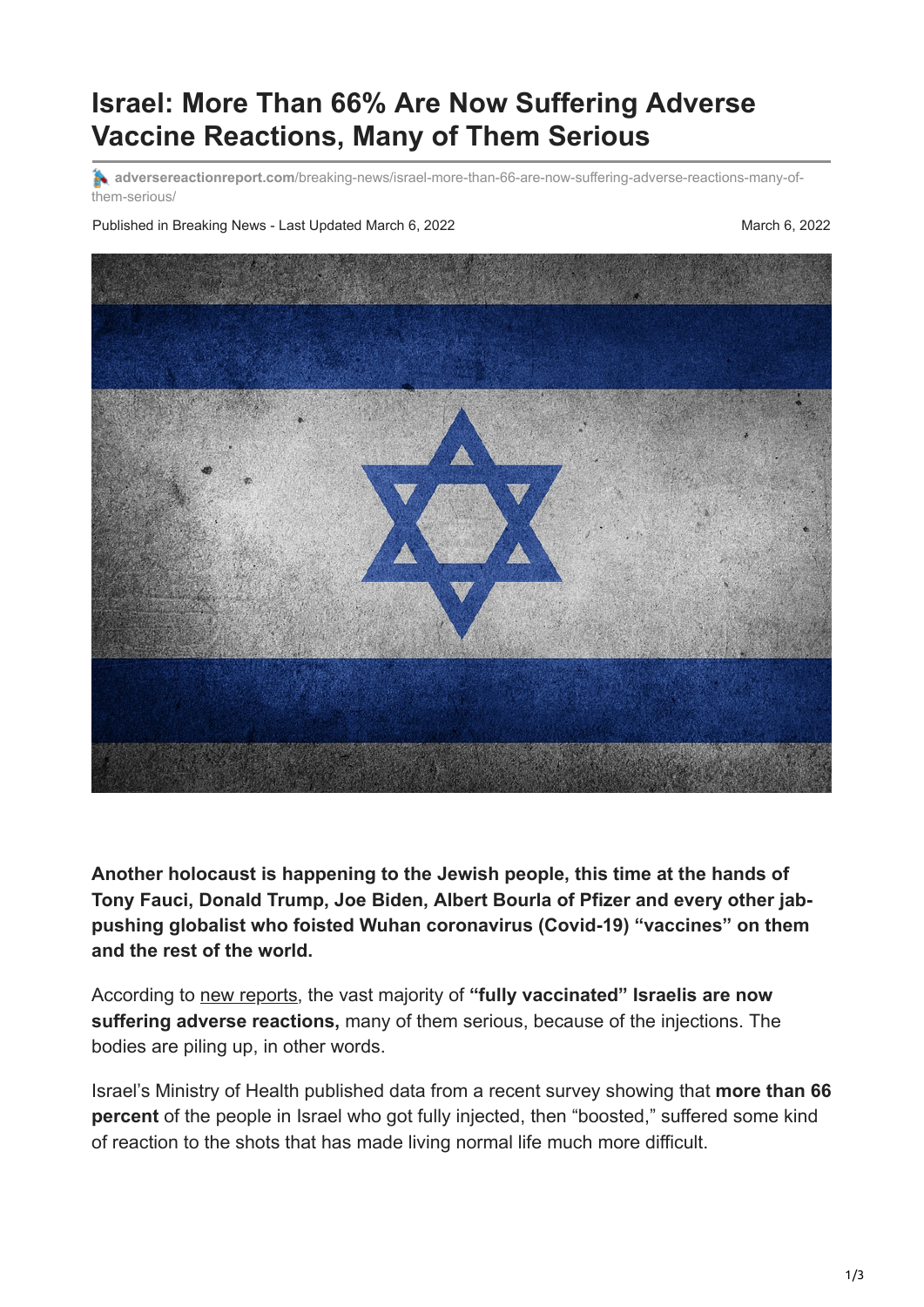# Israel: More Than 66% Are Now Suffering Adverse Vaccine Reactions, Many of Them Serious

**adversereactionreport.com**/breaking-news/israel-more-than-66-are-now-suffering-adverse-reactions-many-of-them-serious/

Published in Breaking News - Last Updated March 6, 2022

March 6, 2022

**Another holocaust is happening to the Jewish people, this time at the hands of Tony Fauci, Donald Trump, Joe Biden, Albert Bourla of Pfizer and every other jab-pushing globalist who foisted Wuhan coronavirus (Covid-19) "vaccines" on them and the rest of the world.**

According to new reports, the vast majority of **"fully vaccinated" Israelis are now suffering adverse reactions,** many of them serious, because of the injections. The bodies are piling up, in other words.

Israel's Ministry of Health published data from a recent survey showing that **more than 66 percent** of the people in Israel who got fully injected, then "boosted," suffered some kind of reaction to the shots that has made living normal life much more difficult.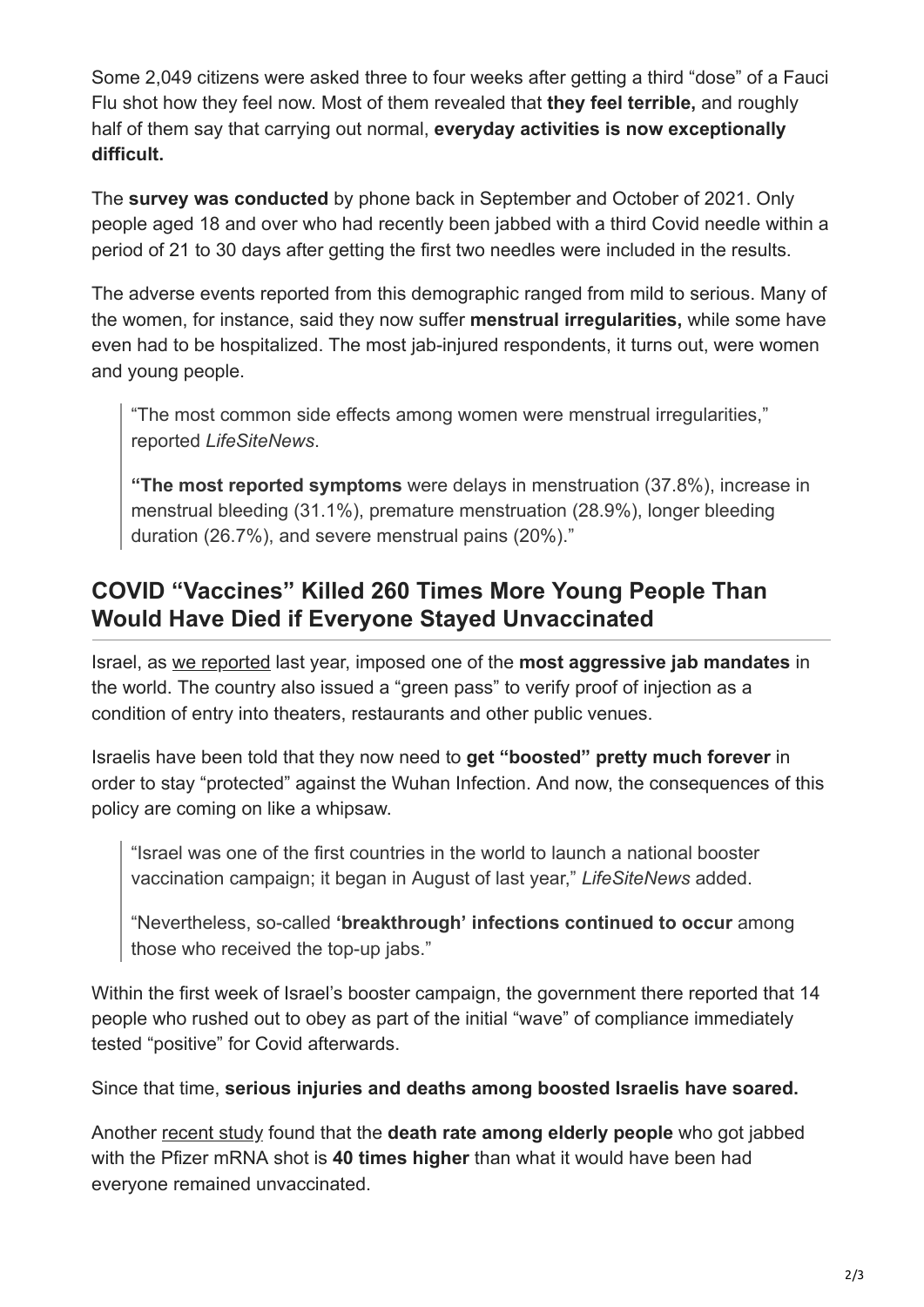Some 2,049 citizens were asked three to four weeks after getting a third "dose" of a Fauci Flu shot how they feel now. Most of them revealed that **they feel terrible,** and roughly half of them say that carrying out normal, **everyday activities is now exceptionally difficult.**

The **survey was conducted** by phone back in September and October of 2021. Only people aged 18 and over who had recently been jabbed with a third Covid needle within a period of 21 to 30 days after getting the first two needles were included in the results.

The adverse events reported from this demographic ranged from mild to serious. Many of the women, for instance, said they now suffer **menstrual irregularities,** while some have even had to be hospitalized. The most jab-injured respondents, it turns out, were women and young people.

> "The most common side effects among women were menstrual irregularities," reported *LifeSiteNews*.
>
> **"The most reported symptoms** were delays in menstruation (37.8%), increase in menstrual bleeding (31.1%), premature menstruation (28.9%), longer bleeding duration (26.7%), and severe menstrual pains (20%)."

## COVID "Vaccines" Killed 260 Times More Young People Than Would Have Died if Everyone Stayed Unvaccinated

Israel, as we reported last year, imposed one of the **most aggressive jab mandates** in the world. The country also issued a "green pass" to verify proof of injection as a condition of entry into theaters, restaurants and other public venues.

Israelis have been told that they now need to **get "boosted" pretty much forever** in order to stay "protected" against the Wuhan Infection. And now, the consequences of this policy are coming on like a whipsaw.

> "Israel was one of the first countries in the world to launch a national booster vaccination campaign; it began in August of last year," *LifeSiteNews* added.
>
> "Nevertheless, so-called **'breakthrough' infections continued to occur** among those who received the top-up jabs."

Within the first week of Israel's booster campaign, the government there reported that 14 people who rushed out to obey as part of the initial "wave" of compliance immediately tested "positive" for Covid afterwards.

Since that time, **serious injuries and deaths among boosted Israelis have soared.**

Another recent study found that the **death rate among elderly people** who got jabbed with the Pfizer mRNA shot is **40 times higher** than what it would have been had everyone remained unvaccinated.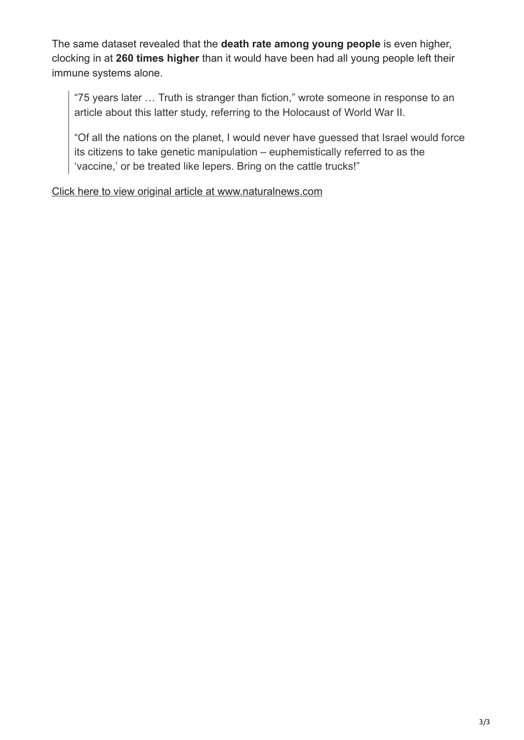The same dataset revealed that the **death rate among young people** is even higher, clocking in at **260 times higher** than it would have been had all young people left their immune systems alone.

> "75 years later … Truth is stranger than fiction," wrote someone in response to an article about this latter study, referring to the Holocaust of World War II.
>
> "Of all the nations on the planet, I would never have guessed that Israel would force its citizens to take genetic manipulation – euphemistically referred to as the 'vaccine,' or be treated like lepers. Bring on the cattle trucks!"

Click here to view original article at www.naturalnews.com